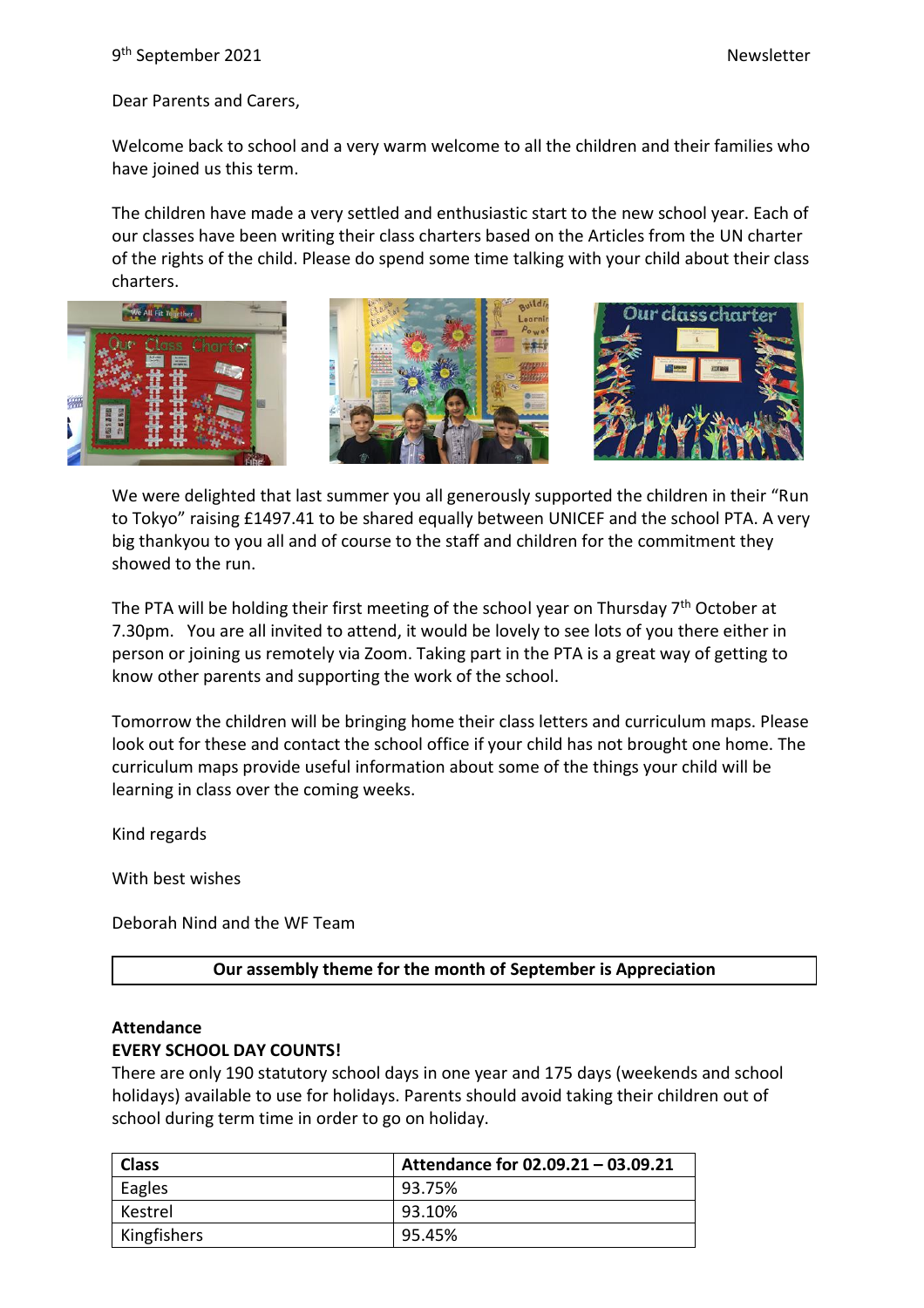9th September 2021 Newsletter

Dear Parents and Carers,

Welcome back to school and a very warm welcome to all the children and their families who have joined us this term.

The children have made a very settled and enthusiastic start to the new school year. Each of our classes have been writing their class charters based on the Articles from the UN charter of the rights of the child. Please do spend some time talking with your child about their class charters.

We were delighted that last summer you all generously supported the children in their "Run to Tokyo" raising £1497.41 to be shared equally between UNICEF and the school PTA. A very big thankyou to you all and of course to the staff and children for the commitment they showed to the run.

The PTA will be holding their first meeting of the school year on Thursday 7th October at 7.30pm. You are all invited to attend, it would be lovely to see lots of you there either in person or joining us remotely via Zoom. Taking part in the PTA is a great way of getting to know other parents and supporting the work of the school.

Tomorrow the children will be bringing home their class letters and curriculum maps. Please look out for these and contact the school office if your child has not brought one home. The curriculum maps provide useful information about some of the things your child will be learning in class over the coming weeks.

Kind regards

With best wishes

Deborah Nind and the WF Team

**Our assembly theme for the month of September is Appreciation**

**Attendance**

**EVERY SCHOOL DAY COUNTS!**

There are only 190 statutory school days in one year and 175 days (weekends and school holidays) available to use for holidays. Parents should avoid taking their children out of school during term time in order to go on holiday.

| Class | Attendance for 02.09.21 – 03.09.21 |
| --- | --- |
| Eagles | 93.75% |
| Kestrel | 93.10% |
| Kingfishers | 95.45% |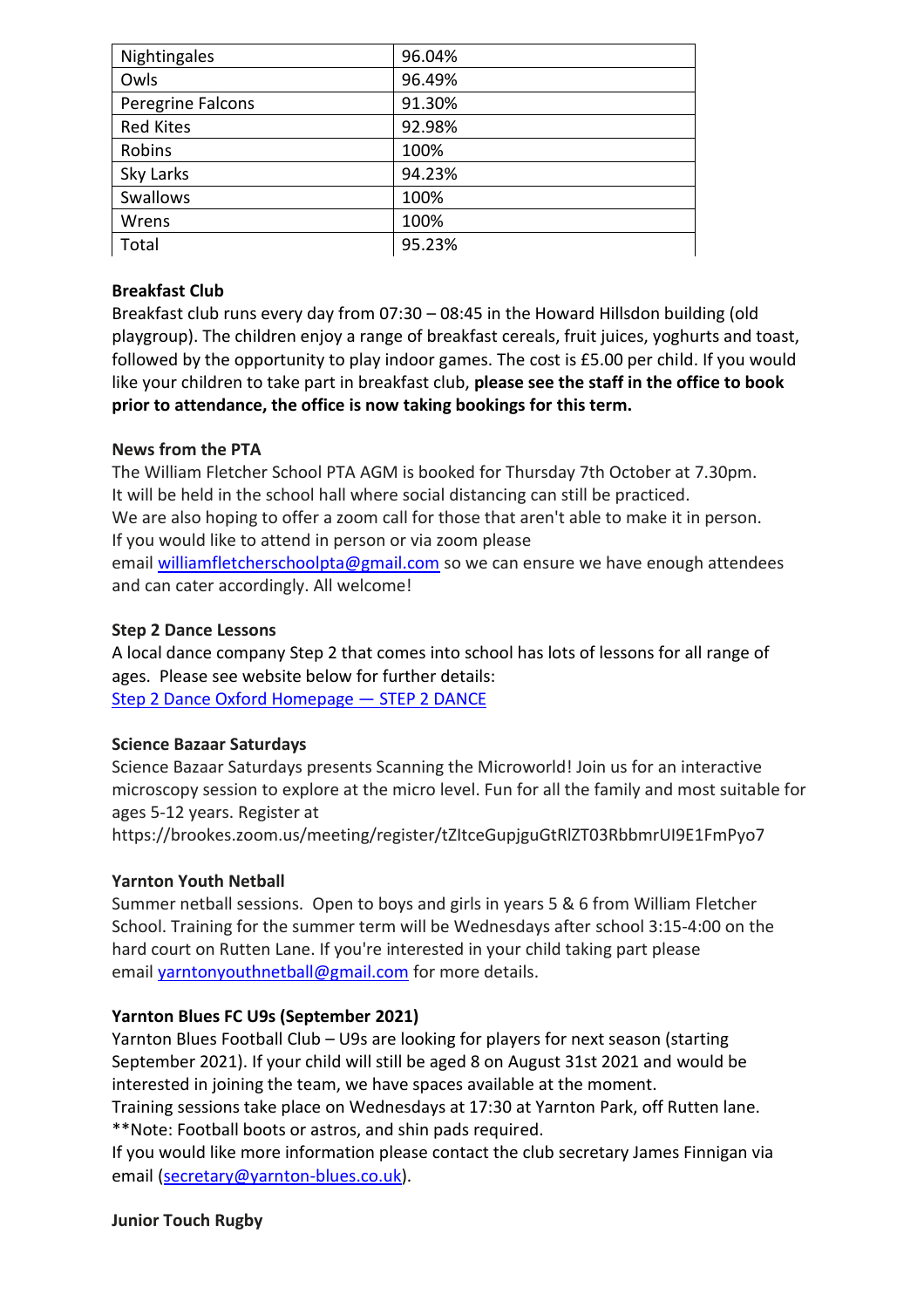| Nightingales | 96.04% |
| --- | --- |
| Owls | 96.49% |
| Peregrine Falcons | 91.30% |
| Red Kites | 92.98% |
| Robins | 100% |
| Sky Larks | 94.23% |
| Swallows | 100% |
| Wrens | 100% |
| Total | 95.23% |

**Breakfast Club**

Breakfast club runs every day from 07:30 – 08:45 in the Howard Hillsdon building (old playgroup). The children enjoy a range of breakfast cereals, fruit juices, yoghurts and toast, followed by the opportunity to play indoor games. The cost is £5.00 per child. If you would like your children to take part in breakfast club, **please see the staff in the office to book prior to attendance, the office is now taking bookings for this term.**

**News from the PTA**

The William Fletcher School PTA AGM is booked for Thursday 7th October at 7.30pm. It will be held in the school hall where social distancing can still be practiced. We are also hoping to offer a zoom call for those that aren't able to make it in person. If you would like to attend in person or via zoom please email williamfletcherschoolpta@gmail.com so we can ensure we have enough attendees and can cater accordingly. All welcome!

**Step 2 Dance Lessons**

A local dance company Step 2 that comes into school has lots of lessons for all range of ages. Please see website below for further details:
Step 2 Dance Oxford Homepage — STEP 2 DANCE

**Science Bazaar Saturdays**

Science Bazaar Saturdays presents Scanning the Microworld! Join us for an interactive microscopy session to explore at the micro level. Fun for all the family and most suitable for ages 5-12 years. Register at
https://brookes.zoom.us/meeting/register/tZItceGupjguGtRlZT03RbbmrUI9E1FmPyo7

**Yarnton Youth Netball**

Summer netball sessions. Open to boys and girls in years 5 & 6 from William Fletcher School. Training for the summer term will be Wednesdays after school 3:15-4:00 on the hard court on Rutten Lane. If you're interested in your child taking part please email yarntonyouthnetball@gmail.com for more details.

**Yarnton Blues FC U9s (September 2021)**

Yarnton Blues Football Club – U9s are looking for players for next season (starting September 2021). If your child will still be aged 8 on August 31st 2021 and would be interested in joining the team, we have spaces available at the moment.
Training sessions take place on Wednesdays at 17:30 at Yarnton Park, off Rutten lane.
**Note: Football boots or astros, and shin pads required.
If you would like more information please contact the club secretary James Finnigan via email (secretary@yarnton-blues.co.uk).

**Junior Touch Rugby**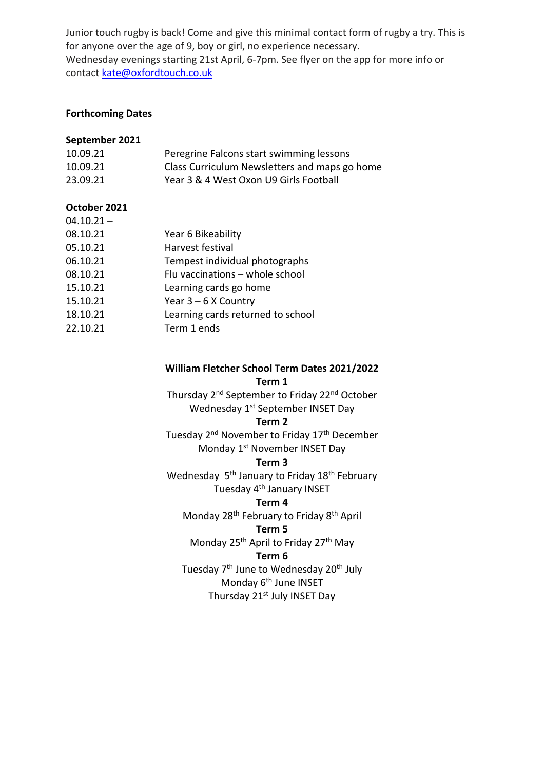Junior touch rugby is back! Come and give this minimal contact form of rugby a try. This is for anyone over the age of 9, boy or girl, no experience necessary.
Wednesday evenings starting 21st April, 6-7pm. See flyer on the app for more info or contact [kate@oxfordtouch.co.uk](mailto:kate@oxfordtouch.co.uk)

**Forthcoming Dates**

**September 2021**

| | |
|---|---|
| 10.09.21 | Peregrine Falcons start swimming lessons |
| 10.09.21 | Class Curriculum Newsletters and maps go home |
| 23.09.21 | Year 3 & 4 West Oxon U9 Girls Football |

**October 2021**

| | |
|---|---|
| 04.10.21 – 08.10.21 | Year 6 Bikeability |
| 05.10.21 | Harvest festival |
| 06.10.21 | Tempest individual photographs |
| 08.10.21 | Flu vaccinations – whole school |
| 15.10.21 | Learning cards go home |
| 15.10.21 | Year 3 – 6 X Country |
| 18.10.21 | Learning cards returned to school |
| 22.10.21 | Term 1 ends |

**William Fletcher School Term Dates 2021/2022**

**Term 1**

Thursday 2nd September to Friday 22nd October
Wednesday 1st September INSET Day

**Term 2**

Tuesday 2nd November to Friday 17th December
Monday 1st November INSET Day

**Term 3**

Wednesday 5th January to Friday 18th February
Tuesday 4th January INSET

**Term 4**

Monday 28th February to Friday 8th April

**Term 5**

Monday 25th April to Friday 27th May

**Term 6**

Tuesday 7th June to Wednesday 20th July
Monday 6th June INSET
Thursday 21st July INSET Day